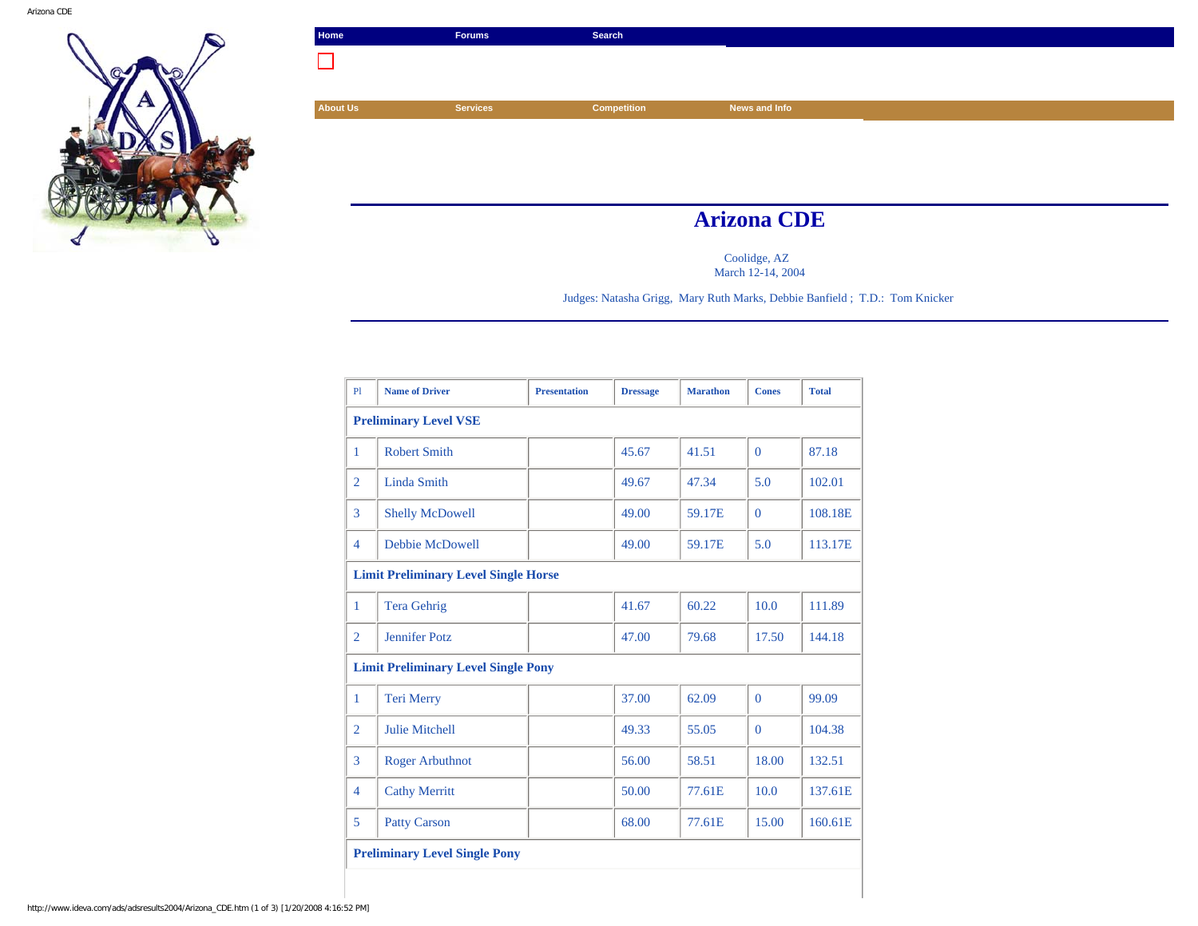Home | Forums | Search

About Us | Services | Competition | News and Info

# Arizona CDE

Coolidge, AZ
March 12-14, 2004

Judges: Natasha Grigg, Mary Ruth Marks, Debbie Banfield ; T.D.: Tom Knicker

| Pl | Name of Driver | Presentation | Dressage | Marathon | Cones | Total |
|---|---|---|---|---|---|---|
| **Preliminary Level VSE** | | | | | | |
| 1 | Robert Smith | | 45.67 | 41.51 | 0 | 87.18 |
| 2 | Linda Smith | | 49.67 | 47.34 | 5.0 | 102.01 |
| 3 | Shelly McDowell | | 49.00 | 59.17E | 0 | 108.18E |
| 4 | Debbie McDowell | | 49.00 | 59.17E | 5.0 | 113.17E |
| **Limit Preliminary Level Single Horse** | | | | | | |
| 1 | Tera Gehrig | | 41.67 | 60.22 | 10.0 | 111.89 |
| 2 | Jennifer Potz | | 47.00 | 79.68 | 17.50 | 144.18 |
| **Limit Preliminary Level Single Pony** | | | | | | |
| 1 | Teri Merry | | 37.00 | 62.09 | 0 | 99.09 |
| 2 | Julie Mitchell | | 49.33 | 55.05 | 0 | 104.38 |
| 3 | Roger Arbuthnot | | 56.00 | 58.51 | 18.00 | 132.51 |
| 4 | Cathy Merritt | | 50.00 | 77.61E | 10.0 | 137.61E |
| 5 | Patty Carson | | 68.00 | 77.61E | 15.00 | 160.61E |
| **Preliminary Level Single Pony** | | | | | | |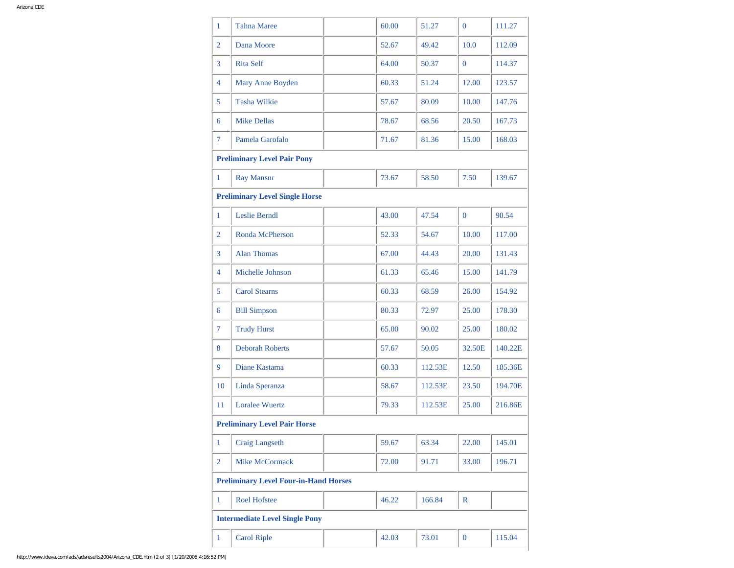| | | | | | | |
|---|---|---|---|---|---|---|
| 1 | Tahna Maree | | 60.00 | 51.27 | 0 | 111.27 |
| 2 | Dana Moore | | 52.67 | 49.42 | 10.0 | 112.09 |
| 3 | Rita Self | | 64.00 | 50.37 | 0 | 114.37 |
| 4 | Mary Anne Boyden | | 60.33 | 51.24 | 12.00 | 123.57 |
| 5 | Tasha Wilkie | | 57.67 | 80.09 | 10.00 | 147.76 |
| 6 | Mike Dellas | | 78.67 | 68.56 | 20.50 | 167.73 |
| 7 | Pamela Garofalo | | 71.67 | 81.36 | 15.00 | 168.03 |
| **Preliminary Level Pair Pony** | | | | | | |
| 1 | Ray Mansur | | 73.67 | 58.50 | 7.50 | 139.67 |
| **Preliminary Level Single Horse** | | | | | | |
| 1 | Leslie Berndl | | 43.00 | 47.54 | 0 | 90.54 |
| 2 | Ronda McPherson | | 52.33 | 54.67 | 10.00 | 117.00 |
| 3 | Alan Thomas | | 67.00 | 44.43 | 20.00 | 131.43 |
| 4 | Michelle Johnson | | 61.33 | 65.46 | 15.00 | 141.79 |
| 5 | Carol Stearns | | 60.33 | 68.59 | 26.00 | 154.92 |
| 6 | Bill Simpson | | 80.33 | 72.97 | 25.00 | 178.30 |
| 7 | Trudy Hurst | | 65.00 | 90.02 | 25.00 | 180.02 |
| 8 | Deborah Roberts | | 57.67 | 50.05 | 32.50E | 140.22E |
| 9 | Diane Kastama | | 60.33 | 112.53E | 12.50 | 185.36E |
| 10 | Linda Speranza | | 58.67 | 112.53E | 23.50 | 194.70E |
| 11 | Loralee Wuertz | | 79.33 | 112.53E | 25.00 | 216.86E |
| **Preliminary Level Pair Horse** | | | | | | |
| 1 | Craig Langseth | | 59.67 | 63.34 | 22.00 | 145.01 |
| 2 | Mike McCormack | | 72.00 | 91.71 | 33.00 | 196.71 |
| **Preliminary Level Four-in-Hand Horses** | | | | | | |
| 1 | Roel Hofstee | | 46.22 | 166.84 | R | |
| **Intermediate Level Single Pony** | | | | | | |
| 1 | Carol Riple | | 42.03 | 73.01 | 0 | 115.04 |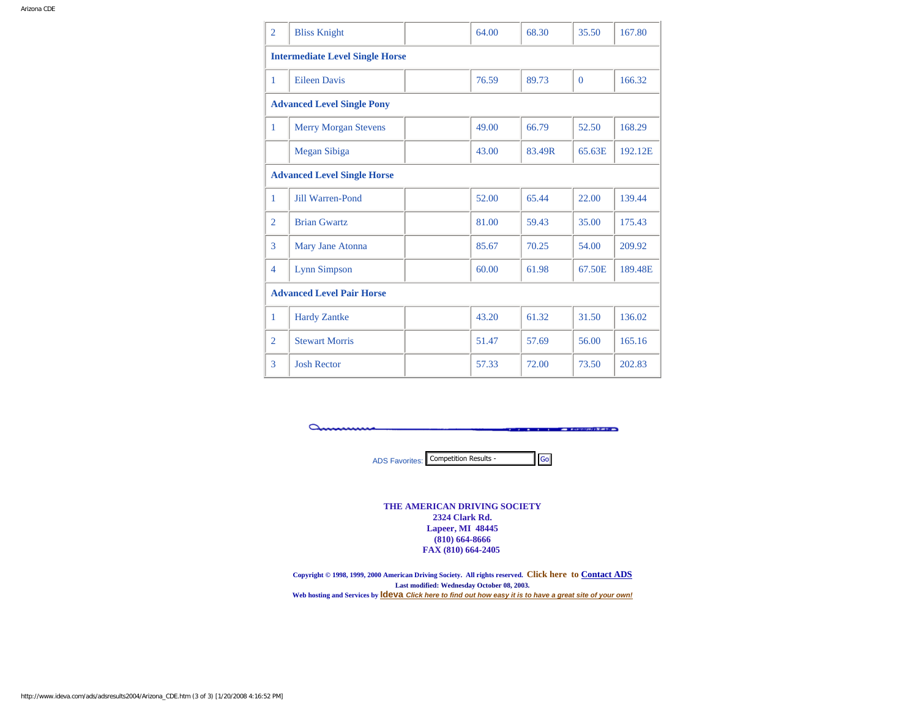| | | | | | | |
|---|---|---|---|---|---|---|
| 2 | Bliss Knight | | 64.00 | 68.30 | 35.50 | 167.80 |
| **Intermediate Level Single Horse** | | | | | | |
| 1 | Eileen Davis | | 76.59 | 89.73 | 0 | 166.32 |
| **Advanced Level Single Pony** | | | | | | |
| 1 | Merry Morgan Stevens | | 49.00 | 66.79 | 52.50 | 168.29 |
| | Megan Sibiga | | 43.00 | 83.49R | 65.63E | 192.12E |
| **Advanced Level Single Horse** | | | | | | |
| 1 | Jill Warren-Pond | | 52.00 | 65.44 | 22.00 | 139.44 |
| 2 | Brian Gwartz | | 81.00 | 59.43 | 35.00 | 175.43 |
| 3 | Mary Jane Atonna | | 85.67 | 70.25 | 54.00 | 209.92 |
| 4 | Lynn Simpson | | 60.00 | 61.98 | 67.50E | 189.48E |
| **Advanced Level Pair Horse** | | | | | | |
| 1 | Hardy Zantke | | 43.20 | 61.32 | 31.50 | 136.02 |
| 2 | Stewart Morris | | 51.47 | 57.69 | 56.00 | 165.16 |
| 3 | Josh Rector | | 57.33 | 72.00 | 73.50 | 202.83 |

ADS Favorites: Competition Results - Go

**THE AMERICAN DRIVING SOCIETY**
**2324 Clark Rd.**
**Lapeer, MI 48445**
**(810) 664-8666**
**FAX (810) 664-2405**

**Copyright © 1998, 1999, 2000 American Driving Society. All rights reserved.** Click here to Contact ADS
**Last modified: Wednesday October 08, 2003.**
**Web hosting and Services by** Ideva *Click here to find out how easy it is to have a great site of your own!*